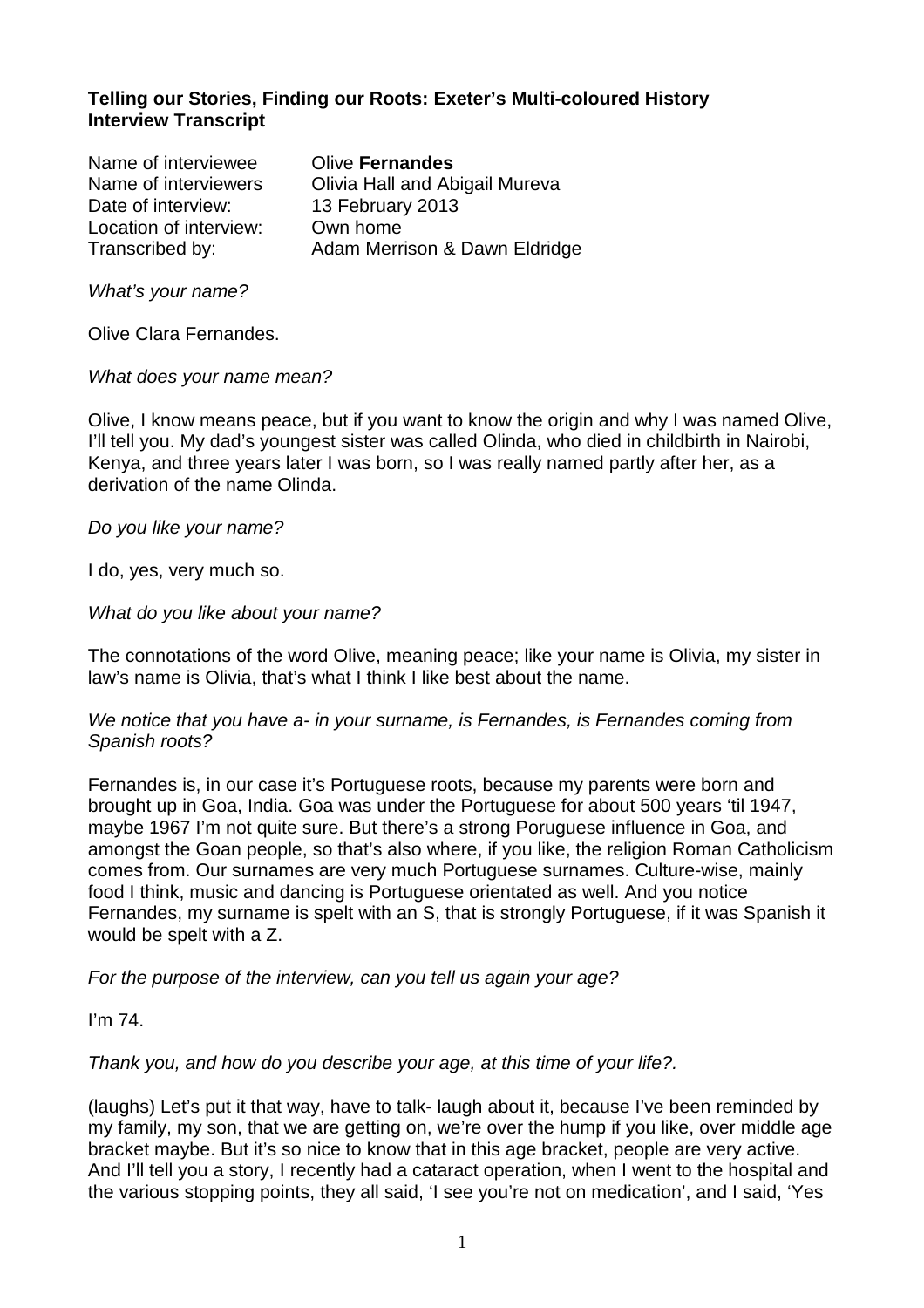**Telling our Stories, Finding our Roots: Exeter's Multi-coloured History**
**Interview Transcript**

| | |
|---|---|
| Name of interviewee | Olive **Fernandes** |
| Name of interviewers | Olivia Hall and Abigail Mureva |
| Date of interview: | 13 February 2013 |
| Location of interview: | Own home |
| Transcribed by: | Adam Merrison & Dawn Eldridge |

*What's your name?*

Olive Clara Fernandes.

*What does your name mean?*

Olive, I know means peace, but if you want to know the origin and why I was named Olive, I'll tell you. My dad's youngest sister was called Olinda, who died in childbirth in Nairobi, Kenya, and three years later I was born, so I was really named partly after her, as a derivation of the name Olinda.

*Do you like your name?*

I do, yes, very much so.

*What do you like about your name?*

The connotations of the word Olive, meaning peace; like your name is Olivia, my sister in law's name is Olivia, that's what I think I like best about the name.

*We notice that you have a- in your surname, is Fernandes, is Fernandes coming from Spanish roots?*

Fernandes is, in our case it's Portuguese roots, because my parents were born and brought up in Goa, India. Goa was under the Portuguese for about 500 years 'til 1947, maybe 1967 I'm not quite sure. But there's a strong Poruguese influence in Goa, and amongst the Goan people, so that's also where, if you like, the religion Roman Catholicism comes from. Our surnames are very much Portuguese surnames. Culture-wise, mainly food I think, music and dancing is Portuguese orientated as well. And you notice Fernandes, my surname is spelt with an S, that is strongly Portuguese, if it was Spanish it would be spelt with a Z.

*For the purpose of the interview, can you tell us again your age?*

I'm 74.

*Thank you, and how do you describe your age, at this time of your life?.*

(laughs) Let's put it that way, have to talk- laugh about it, because I've been reminded by my family, my son, that we are getting on, we're over the hump if you like, over middle age bracket maybe. But it's so nice to know that in this age bracket, people are very active. And I'll tell you a story, I recently had a cataract operation, when I went to the hospital and the various stopping points, they all said, 'I see you're not on medication', and I said, 'Yes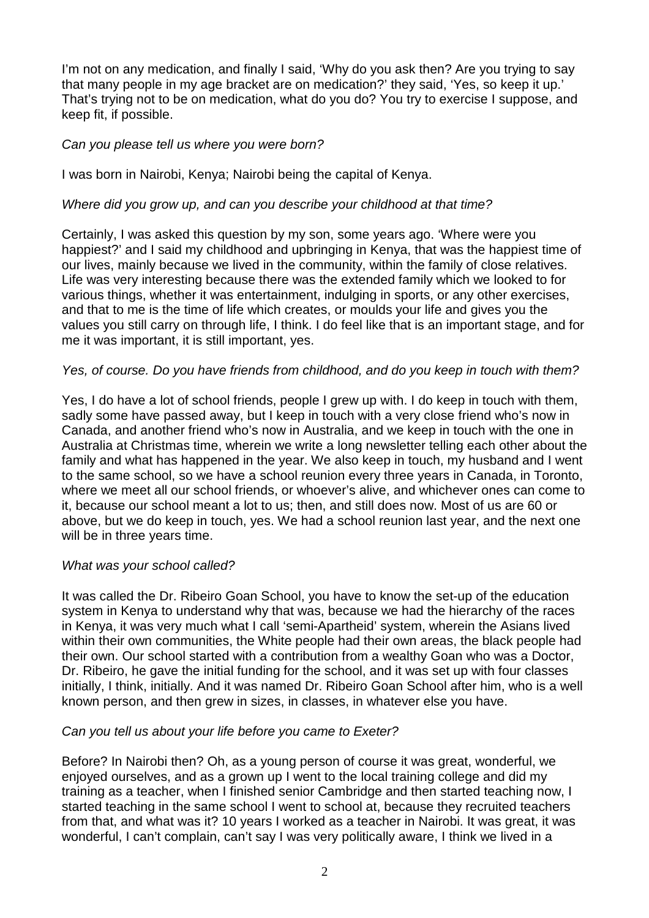I'm not on any medication, and finally I said, 'Why do you ask then? Are you trying to say that many people in my age bracket are on medication?' they said, 'Yes, so keep it up.' That's trying not to be on medication, what do you do? You try to exercise I suppose, and keep fit, if possible.

*Can you please tell us where you were born?*

I was born in Nairobi, Kenya; Nairobi being the capital of Kenya.

*Where did you grow up, and can you describe your childhood at that time?*

Certainly, I was asked this question by my son, some years ago. 'Where were you happiest?' and I said my childhood and upbringing in Kenya, that was the happiest time of our lives, mainly because we lived in the community, within the family of close relatives. Life was very interesting because there was the extended family which we looked to for various things, whether it was entertainment, indulging in sports, or any other exercises, and that to me is the time of life which creates, or moulds your life and gives you the values you still carry on through life, I think. I do feel like that is an important stage, and for me it was important, it is still important, yes.

*Yes, of course. Do you have friends from childhood, and do you keep in touch with them?*

Yes, I do have a lot of school friends, people I grew up with. I do keep in touch with them, sadly some have passed away, but I keep in touch with a very close friend who's now in Canada, and another friend who's now in Australia, and we keep in touch with the one in Australia at Christmas time, wherein we write a long newsletter telling each other about the family and what has happened in the year. We also keep in touch, my husband and I went to the same school, so we have a school reunion every three years in Canada, in Toronto, where we meet all our school friends, or whoever's alive, and whichever ones can come to it, because our school meant a lot to us; then, and still does now. Most of us are 60 or above, but we do keep in touch, yes. We had a school reunion last year, and the next one will be in three years time.

*What was your school called?*

It was called the Dr. Ribeiro Goan School, you have to know the set-up of the education system in Kenya to understand why that was, because we had the hierarchy of the races in Kenya, it was very much what I call 'semi-Apartheid' system, wherein the Asians lived within their own communities, the White people had their own areas, the black people had their own. Our school started with a contribution from a wealthy Goan who was a Doctor, Dr. Ribeiro, he gave the initial funding for the school, and it was set up with four classes initially, I think, initially. And it was named Dr. Ribeiro Goan School after him, who is a well known person, and then grew in sizes, in classes, in whatever else you have.

*Can you tell us about your life before you came to Exeter?*

Before? In Nairobi then? Oh, as a young person of course it was great, wonderful, we enjoyed ourselves, and as a grown up I went to the local training college and did my training as a teacher, when I finished senior Cambridge and then started teaching now, I started teaching in the same school I went to school at, because they recruited teachers from that, and what was it? 10 years I worked as a teacher in Nairobi. It was great, it was wonderful, I can't complain, can't say I was very politically aware, I think we lived in a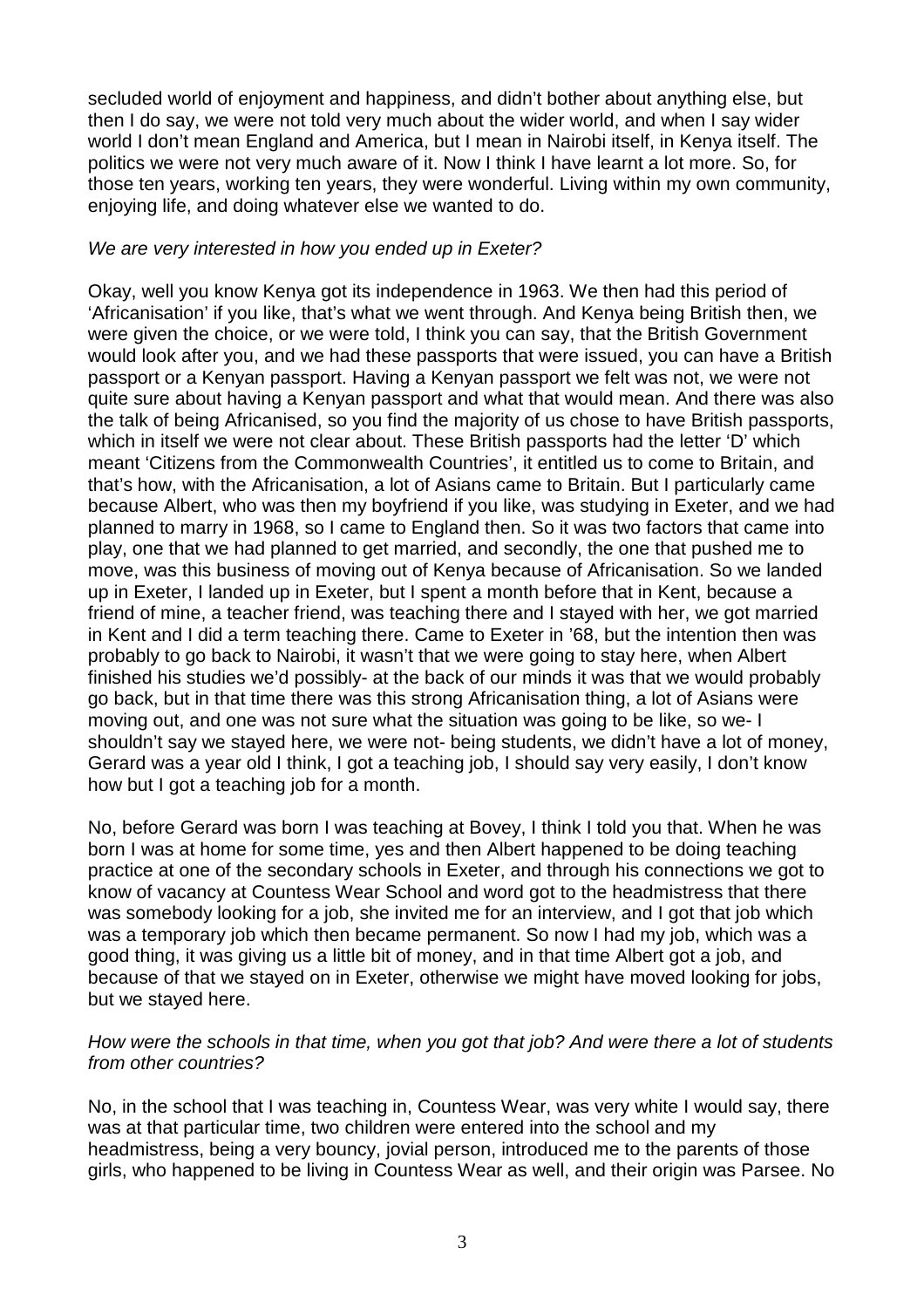secluded world of enjoyment and happiness, and didn't bother about anything else, but then I do say, we were not told very much about the wider world, and when I say wider world I don't mean England and America, but I mean in Nairobi itself, in Kenya itself. The politics we were not very much aware of it. Now I think I have learnt a lot more. So, for those ten years, working ten years, they were wonderful. Living within my own community, enjoying life, and doing whatever else we wanted to do.

*We are very interested in how you ended up in Exeter?*

Okay, well you know Kenya got its independence in 1963. We then had this period of 'Africanisation' if you like, that's what we went through. And Kenya being British then, we were given the choice, or we were told, I think you can say, that the British Government would look after you, and we had these passports that were issued, you can have a British passport or a Kenyan passport. Having a Kenyan passport we felt was not, we were not quite sure about having a Kenyan passport and what that would mean. And there was also the talk of being Africanised, so you find the majority of us chose to have British passports, which in itself we were not clear about. These British passports had the letter 'D' which meant 'Citizens from the Commonwealth Countries', it entitled us to come to Britain, and that's how, with the Africanisation, a lot of Asians came to Britain. But I particularly came because Albert, who was then my boyfriend if you like, was studying in Exeter, and we had planned to marry in 1968, so I came to England then. So it was two factors that came into play, one that we had planned to get married, and secondly, the one that pushed me to move, was this business of moving out of Kenya because of Africanisation. So we landed up in Exeter, I landed up in Exeter, but I spent a month before that in Kent, because a friend of mine, a teacher friend, was teaching there and I stayed with her, we got married in Kent and I did a term teaching there. Came to Exeter in '68, but the intention then was probably to go back to Nairobi, it wasn't that we were going to stay here, when Albert finished his studies we'd possibly- at the back of our minds it was that we would probably go back, but in that time there was this strong Africanisation thing, a lot of Asians were moving out, and one was not sure what the situation was going to be like, so we- I shouldn't say we stayed here, we were not- being students, we didn't have a lot of money, Gerard was a year old I think, I got a teaching job, I should say very easily, I don't know how but I got a teaching job for a month.

No, before Gerard was born I was teaching at Bovey, I think I told you that. When he was born I was at home for some time, yes and then Albert happened to be doing teaching practice at one of the secondary schools in Exeter, and through his connections we got to know of vacancy at Countess Wear School and word got to the headmistress that there was somebody looking for a job, she invited me for an interview, and I got that job which was a temporary job which then became permanent. So now I had my job, which was a good thing, it was giving us a little bit of money, and in that time Albert got a job, and because of that we stayed on in Exeter, otherwise we might have moved looking for jobs, but we stayed here.

*How were the schools in that time, when you got that job? And were there a lot of students from other countries?*

No, in the school that I was teaching in, Countess Wear, was very white I would say, there was at that particular time, two children were entered into the school and my headmistress, being a very bouncy, jovial person, introduced me to the parents of those girls, who happened to be living in Countess Wear as well, and their origin was Parsee. No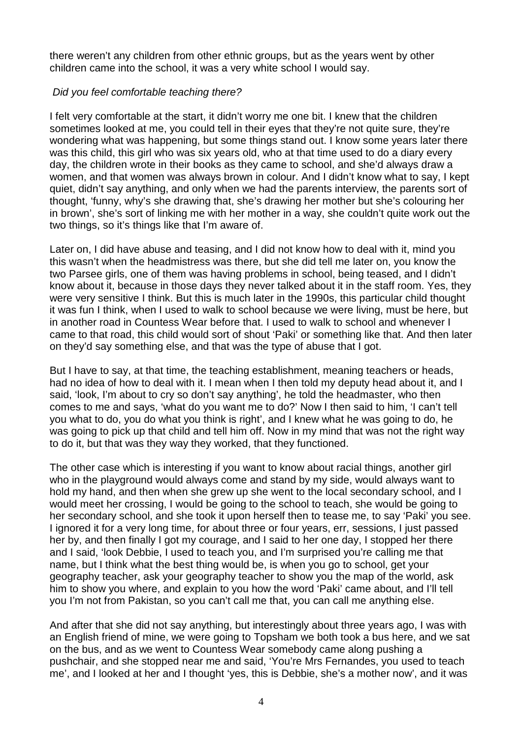there weren't any children from other ethnic groups, but as the years went by other children came into the school, it was a very white school I would say.

*Did you feel comfortable teaching there?*

I felt very comfortable at the start, it didn't worry me one bit. I knew that the children sometimes looked at me, you could tell in their eyes that they're not quite sure, they're wondering what was happening, but some things stand out. I know some years later there was this child, this girl who was six years old, who at that time used to do a diary every day, the children wrote in their books as they came to school, and she'd always draw a women, and that women was always brown in colour. And I didn't know what to say, I kept quiet, didn't say anything, and only when we had the parents interview, the parents sort of thought, 'funny, why's she drawing that, she's drawing her mother but she's colouring her in brown', she's sort of linking me with her mother in a way, she couldn't quite work out the two things, so it's things like that I'm aware of.

Later on, I did have abuse and teasing, and I did not know how to deal with it, mind you this wasn't when the headmistress was there, but she did tell me later on, you know the two Parsee girls, one of them was having problems in school, being teased, and I didn't know about it, because in those days they never talked about it in the staff room. Yes, they were very sensitive I think. But this is much later in the 1990s, this particular child thought it was fun I think, when I used to walk to school because we were living, must be here, but in another road in Countess Wear before that. I used to walk to school and whenever I came to that road, this child would sort of shout 'Paki' or something like that. And then later on they'd say something else, and that was the type of abuse that I got.

But I have to say, at that time, the teaching establishment, meaning teachers or heads, had no idea of how to deal with it. I mean when I then told my deputy head about it, and I said, 'look, I'm about to cry so don't say anything', he told the headmaster, who then comes to me and says, 'what do you want me to do?' Now I then said to him, 'I can't tell you what to do, you do what you think is right', and I knew what he was going to do, he was going to pick up that child and tell him off. Now in my mind that was not the right way to do it, but that was they way they worked, that they functioned.

The other case which is interesting if you want to know about racial things, another girl who in the playground would always come and stand by my side, would always want to hold my hand, and then when she grew up she went to the local secondary school, and I would meet her crossing, I would be going to the school to teach, she would be going to her secondary school, and she took it upon herself then to tease me, to say 'Paki' you see. I ignored it for a very long time, for about three or four years, err, sessions, I just passed her by, and then finally I got my courage, and I said to her one day, I stopped her there and I said, 'look Debbie, I used to teach you, and I'm surprised you're calling me that name, but I think what the best thing would be, is when you go to school, get your geography teacher, ask your geography teacher to show you the map of the world, ask him to show you where, and explain to you how the word 'Paki' came about, and I'll tell you I'm not from Pakistan, so you can't call me that, you can call me anything else.

And after that she did not say anything, but interestingly about three years ago, I was with an English friend of mine, we were going to Topsham we both took a bus here, and we sat on the bus, and as we went to Countess Wear somebody came along pushing a pushchair, and she stopped near me and said, 'You're Mrs Fernandes, you used to teach me', and I looked at her and I thought 'yes, this is Debbie, she's a mother now', and it was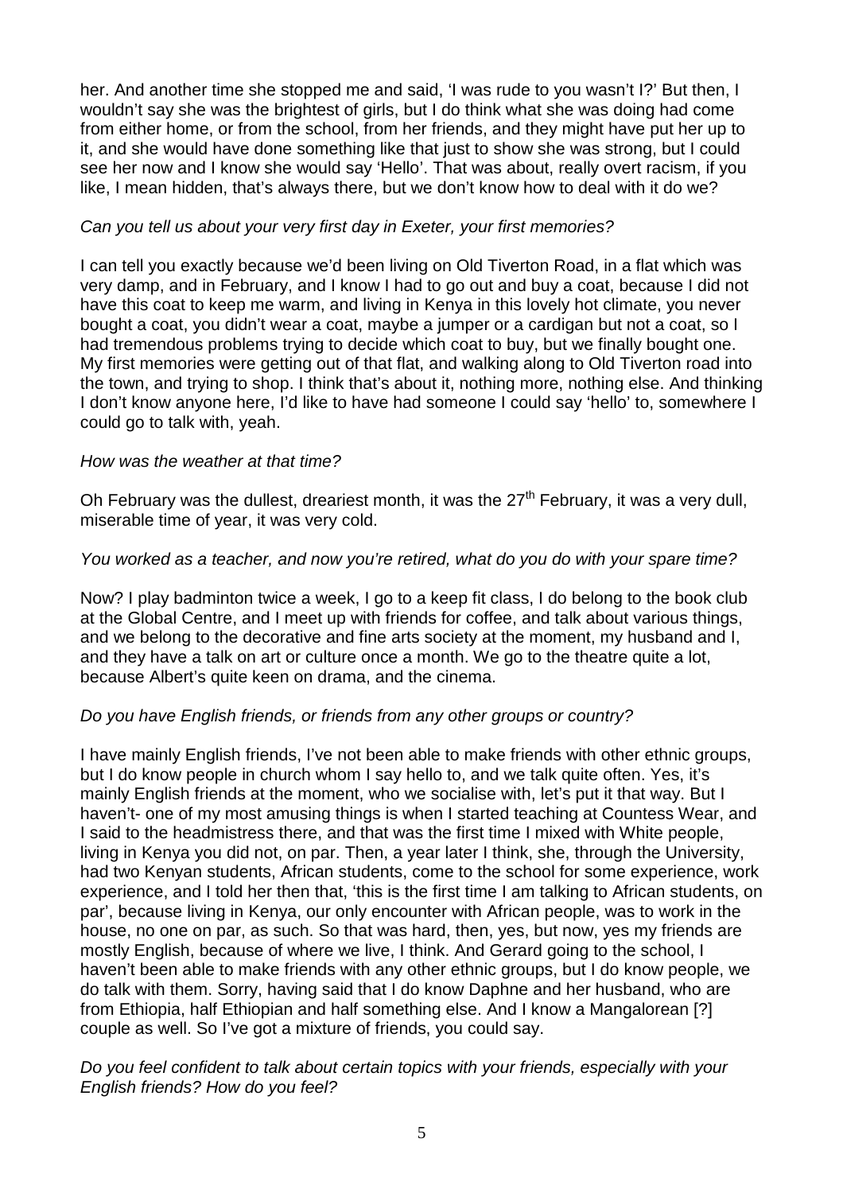her. And another time she stopped me and said, 'I was rude to you wasn't I?' But then, I wouldn't say she was the brightest of girls, but I do think what she was doing had come from either home, or from the school, from her friends, and they might have put her up to it, and she would have done something like that just to show she was strong, but I could see her now and I know she would say 'Hello'. That was about, really overt racism, if you like, I mean hidden, that's always there, but we don't know how to deal with it do we?

*Can you tell us about your very first day in Exeter, your first memories?*

I can tell you exactly because we'd been living on Old Tiverton Road, in a flat which was very damp, and in February, and I know I had to go out and buy a coat, because I did not have this coat to keep me warm, and living in Kenya in this lovely hot climate, you never bought a coat, you didn't wear a coat, maybe a jumper or a cardigan but not a coat, so I had tremendous problems trying to decide which coat to buy, but we finally bought one. My first memories were getting out of that flat, and walking along to Old Tiverton road into the town, and trying to shop. I think that's about it, nothing more, nothing else. And thinking I don't know anyone here, I'd like to have had someone I could say 'hello' to, somewhere I could go to talk with, yeah.

*How was the weather at that time?*

Oh February was the dullest, dreariest month, it was the 27th February, it was a very dull, miserable time of year, it was very cold.

*You worked as a teacher, and now you're retired, what do you do with your spare time?*

Now? I play badminton twice a week, I go to a keep fit class, I do belong to the book club at the Global Centre, and I meet up with friends for coffee, and talk about various things, and we belong to the decorative and fine arts society at the moment, my husband and I, and they have a talk on art or culture once a month. We go to the theatre quite a lot, because Albert's quite keen on drama, and the cinema.

*Do you have English friends, or friends from any other groups or country?*

I have mainly English friends, I've not been able to make friends with other ethnic groups, but I do know people in church whom I say hello to, and we talk quite often. Yes, it's mainly English friends at the moment, who we socialise with, let's put it that way. But I haven't- one of my most amusing things is when I started teaching at Countess Wear, and I said to the headmistress there, and that was the first time I mixed with White people, living in Kenya you did not, on par. Then, a year later I think, she, through the University, had two Kenyan students, African students, come to the school for some experience, work experience, and I told her then that, 'this is the first time I am talking to African students, on par', because living in Kenya, our only encounter with African people, was to work in the house, no one on par, as such. So that was hard, then, yes, but now, yes my friends are mostly English, because of where we live, I think. And Gerard going to the school, I haven't been able to make friends with any other ethnic groups, but I do know people, we do talk with them. Sorry, having said that I do know Daphne and her husband, who are from Ethiopia, half Ethiopian and half something else. And I know a Mangalorean [?] couple as well. So I've got a mixture of friends, you could say.

*Do you feel confident to talk about certain topics with your friends, especially with your English friends? How do you feel?*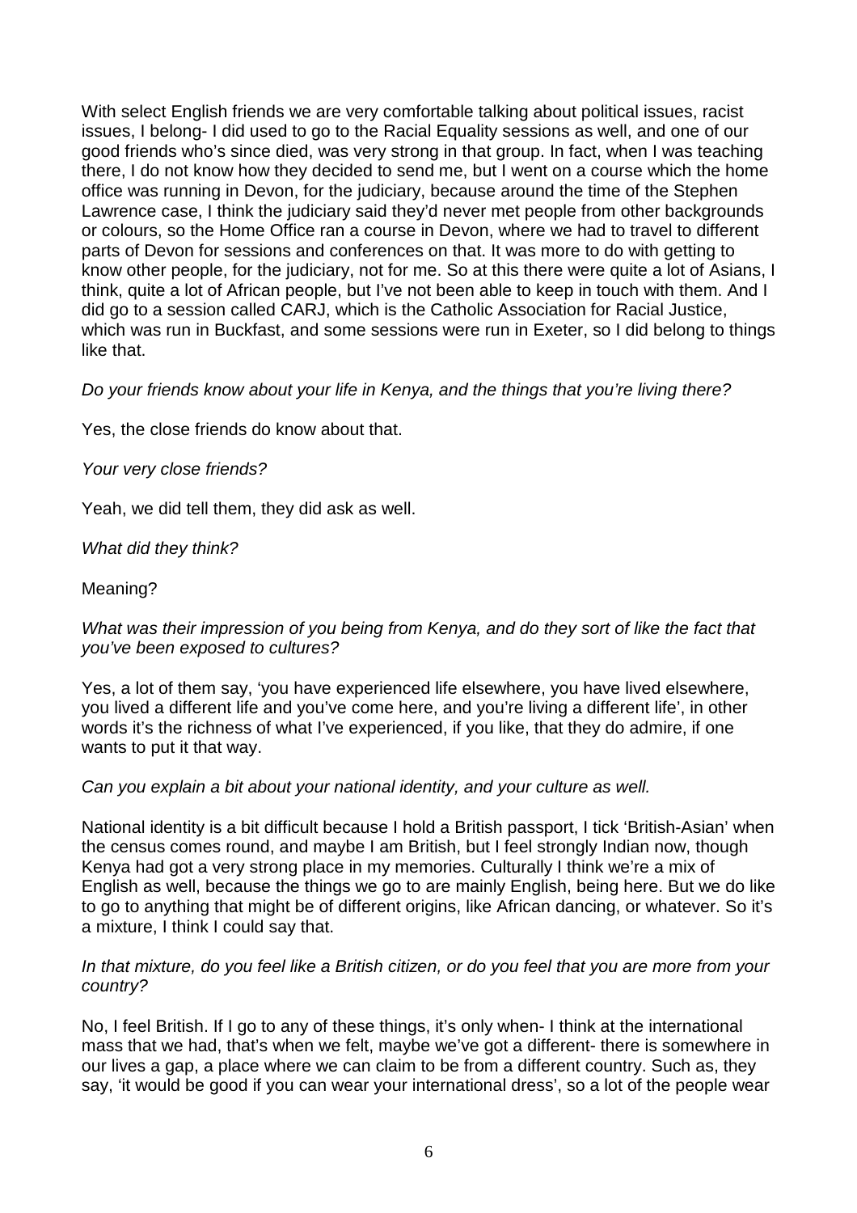With select English friends we are very comfortable talking about political issues, racist issues, I belong- I did used to go to the Racial Equality sessions as well, and one of our good friends who's since died, was very strong in that group. In fact, when I was teaching there, I do not know how they decided to send me, but I went on a course which the home office was running in Devon, for the judiciary, because around the time of the Stephen Lawrence case, I think the judiciary said they'd never met people from other backgrounds or colours, so the Home Office ran a course in Devon, where we had to travel to different parts of Devon for sessions and conferences on that. It was more to do with getting to know other people, for the judiciary, not for me. So at this there were quite a lot of Asians, I think, quite a lot of African people, but I've not been able to keep in touch with them. And I did go to a session called CARJ, which is the Catholic Association for Racial Justice, which was run in Buckfast, and some sessions were run in Exeter, so I did belong to things like that.

*Do your friends know about your life in Kenya, and the things that you're living there?*

Yes, the close friends do know about that.

*Your very close friends?*

Yeah, we did tell them, they did ask as well.

*What did they think?*

Meaning?

*What was their impression of you being from Kenya, and do they sort of like the fact that you've been exposed to cultures?*

Yes, a lot of them say, 'you have experienced life elsewhere, you have lived elsewhere, you lived a different life and you've come here, and you're living a different life', in other words it's the richness of what I've experienced, if you like, that they do admire, if one wants to put it that way.

*Can you explain a bit about your national identity, and your culture as well.*

National identity is a bit difficult because I hold a British passport, I tick 'British-Asian' when the census comes round, and maybe I am British, but I feel strongly Indian now, though Kenya had got a very strong place in my memories. Culturally I think we're a mix of English as well, because the things we go to are mainly English, being here. But we do like to go to anything that might be of different origins, like African dancing, or whatever. So it's a mixture, I think I could say that.

*In that mixture, do you feel like a British citizen, or do you feel that you are more from your country?*

No, I feel British. If I go to any of these things, it's only when- I think at the international mass that we had, that's when we felt, maybe we've got a different- there is somewhere in our lives a gap, a place where we can claim to be from a different country. Such as, they say, 'it would be good if you can wear your international dress', so a lot of the people wear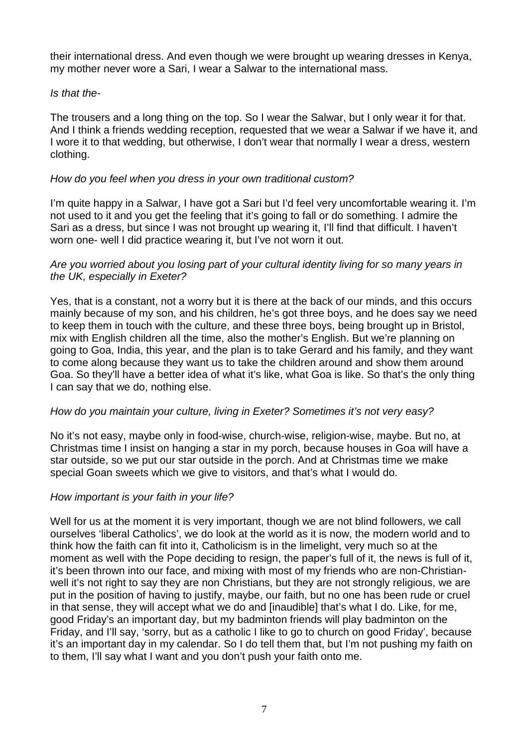their international dress. And even though we were brought up wearing dresses in Kenya, my mother never wore a Sari, I wear a Salwar to the international mass.

*Is that the-*

The trousers and a long thing on the top. So I wear the Salwar, but I only wear it for that. And I think a friends wedding reception, requested that we wear a Salwar if we have it, and I wore it to that wedding, but otherwise, I don't wear that normally I wear a dress, western clothing.

*How do you feel when you dress in your own traditional custom?*

I'm quite happy in a Salwar, I have got a Sari but I'd feel very uncomfortable wearing it. I'm not used to it and you get the feeling that it's going to fall or do something. I admire the Sari as a dress, but since I was not brought up wearing it, I'll find that difficult. I haven't worn one- well I did practice wearing it, but I've not worn it out.

*Are you worried about you losing part of your cultural identity living for so many years in the UK, especially in Exeter?*

Yes, that is a constant, not a worry but it is there at the back of our minds, and this occurs mainly because of my son, and his children, he's got three boys, and he does say we need to keep them in touch with the culture, and these three boys, being brought up in Bristol, mix with English children all the time, also the mother's English. But we're planning on going to Goa, India, this year, and the plan is to take Gerard and his family, and they want to come along because they want us to take the children around and show them around Goa. So they'll have a better idea of what it's like, what Goa is like. So that's the only thing I can say that we do, nothing else.

*How do you maintain your culture, living in Exeter? Sometimes it's not very easy?*

No it's not easy, maybe only in food-wise, church-wise, religion-wise, maybe. But no, at Christmas time I insist on hanging a star in my porch, because houses in Goa will have a star outside, so we put our star outside in the porch. And at Christmas time we make special Goan sweets which we give to visitors, and that's what I would do.

*How important is your faith in your life?*

Well for us at the moment it is very important, though we are not blind followers, we call ourselves 'liberal Catholics', we do look at the world as it is now, the modern world and to think how the faith can fit into it, Catholicism is in the limelight, very much so at the moment as well with the Pope deciding to resign, the paper's full of it, the news is full of it, it's been thrown into our face, and mixing with most of my friends who are non-Christian- well it's not right to say they are non Christians, but they are not strongly religious, we are put in the position of having to justify, maybe, our faith, but no one has been rude or cruel in that sense, they will accept what we do and [inaudible] that's what I do. Like, for me, good Friday's an important day, but my badminton friends will play badminton on the Friday, and I'll say, 'sorry, but as a catholic I like to go to church on good Friday', because it's an important day in my calendar. So I do tell them that, but I'm not pushing my faith on to them, I'll say what I want and you don't push your faith onto me.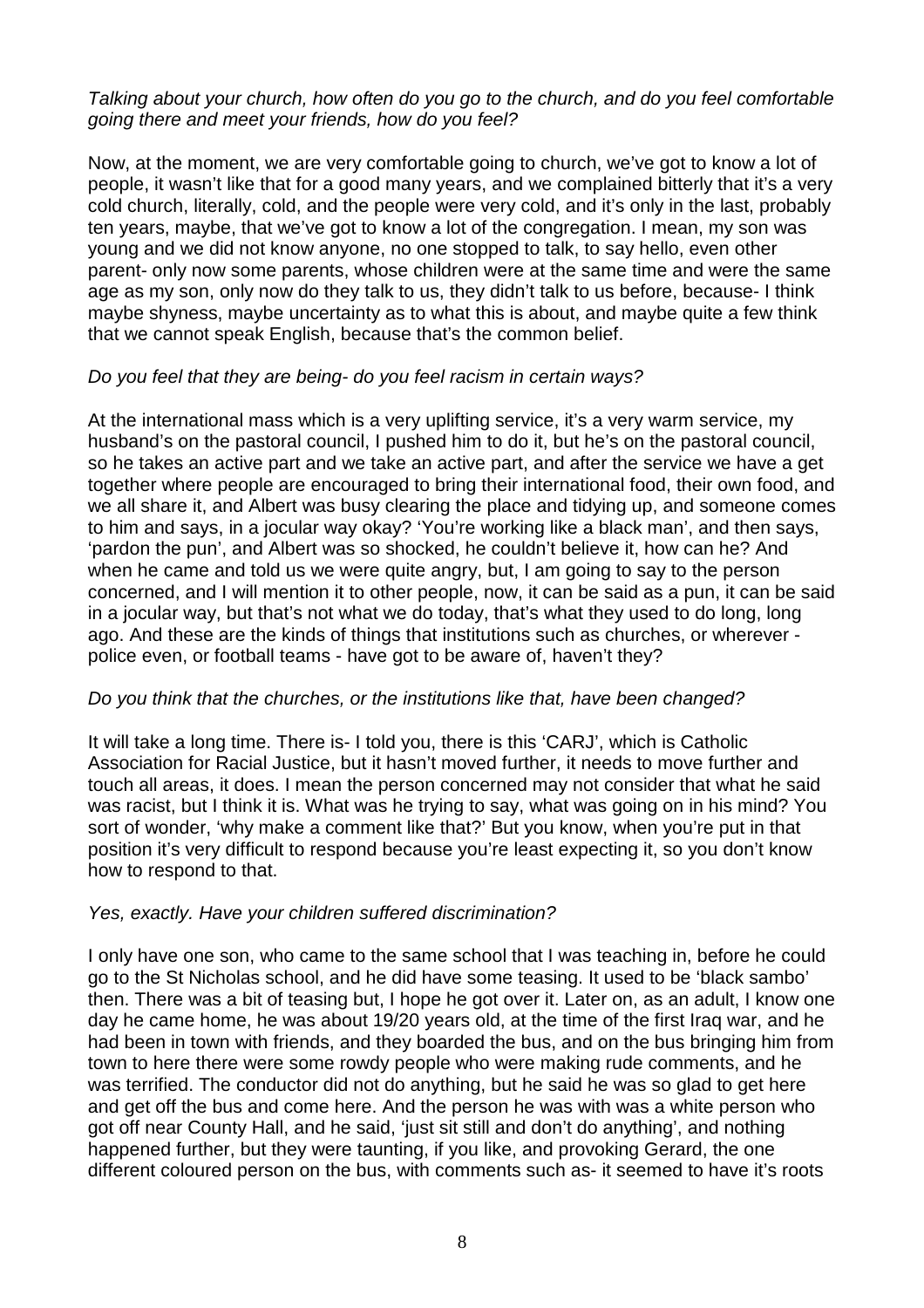*Talking about your church, how often do you go to the church, and do you feel comfortable going there and meet your friends, how do you feel?*

Now, at the moment, we are very comfortable going to church, we've got to know a lot of people, it wasn't like that for a good many years, and we complained bitterly that it's a very cold church, literally, cold, and the people were very cold, and it's only in the last, probably ten years, maybe, that we've got to know a lot of the congregation. I mean, my son was young and we did not know anyone, no one stopped to talk, to say hello, even other parent- only now some parents, whose children were at the same time and were the same age as my son, only now do they talk to us, they didn't talk to us before, because- I think maybe shyness, maybe uncertainty as to what this is about, and maybe quite a few think that we cannot speak English, because that's the common belief.

*Do you feel that they are being- do you feel racism in certain ways?*

At the international mass which is a very uplifting service, it's a very warm service, my husband's on the pastoral council, I pushed him to do it, but he's on the pastoral council, so he takes an active part and we take an active part, and after the service we have a get together where people are encouraged to bring their international food, their own food, and we all share it, and Albert was busy clearing the place and tidying up, and someone comes to him and says, in a jocular way okay? 'You're working like a black man', and then says, 'pardon the pun', and Albert was so shocked, he couldn't believe it, how can he? And when he came and told us we were quite angry, but, I am going to say to the person concerned, and I will mention it to other people, now, it can be said as a pun, it can be said in a jocular way, but that's not what we do today, that's what they used to do long, long ago. And these are the kinds of things that institutions such as churches, or wherever - police even, or football teams - have got to be aware of, haven't they?

*Do you think that the churches, or the institutions like that, have been changed?*

It will take a long time. There is- I told you, there is this 'CARJ', which is Catholic Association for Racial Justice, but it hasn't moved further, it needs to move further and touch all areas, it does. I mean the person concerned may not consider that what he said was racist, but I think it is. What was he trying to say, what was going on in his mind? You sort of wonder, 'why make a comment like that?' But you know, when you're put in that position it's very difficult to respond because you're least expecting it, so you don't know how to respond to that.

*Yes, exactly. Have your children suffered discrimination?*

I only have one son, who came to the same school that I was teaching in, before he could go to the St Nicholas school, and he did have some teasing. It used to be 'black sambo' then. There was a bit of teasing but, I hope he got over it. Later on, as an adult, I know one day he came home, he was about 19/20 years old, at the time of the first Iraq war, and he had been in town with friends, and they boarded the bus, and on the bus bringing him from town to here there were some rowdy people who were making rude comments, and he was terrified. The conductor did not do anything, but he said he was so glad to get here and get off the bus and come here. And the person he was with was a white person who got off near County Hall, and he said, 'just sit still and don't do anything', and nothing happened further, but they were taunting, if you like, and provoking Gerard, the one different coloured person on the bus, with comments such as- it seemed to have it's roots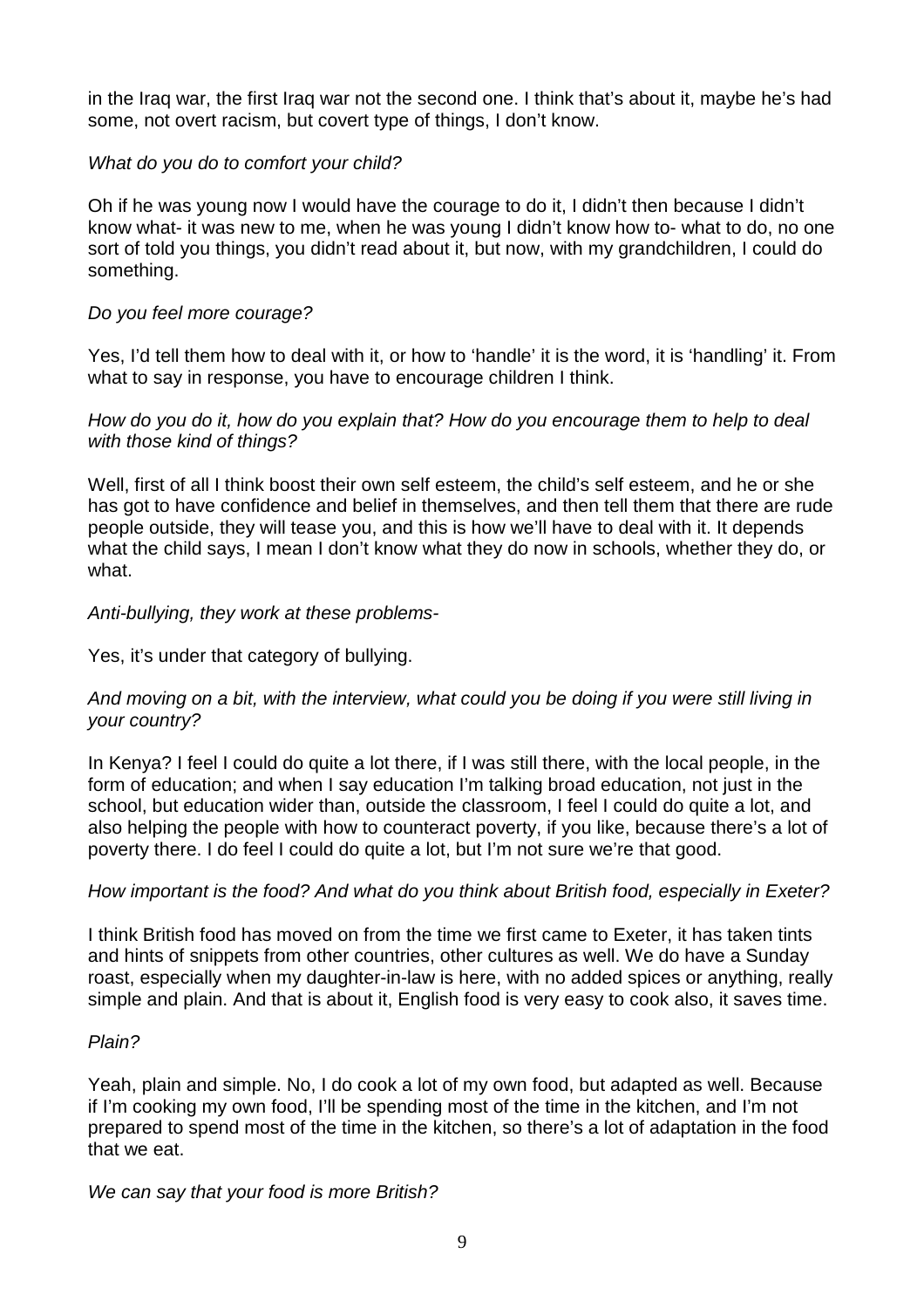in the Iraq war, the first Iraq war not the second one. I think that's about it, maybe he's had some, not overt racism, but covert type of things, I don't know.

*What do you do to comfort your child?*

Oh if he was young now I would have the courage to do it, I didn't then because I didn't know what- it was new to me, when he was young I didn't know how to- what to do, no one sort of told you things, you didn't read about it, but now, with my grandchildren, I could do something.

*Do you feel more courage?*

Yes, I'd tell them how to deal with it, or how to 'handle' it is the word, it is 'handling' it. From what to say in response, you have to encourage children I think.

*How do you do it, how do you explain that? How do you encourage them to help to deal with those kind of things?*

Well, first of all I think boost their own self esteem, the child's self esteem, and he or she has got to have confidence and belief in themselves, and then tell them that there are rude people outside, they will tease you, and this is how we'll have to deal with it. It depends what the child says, I mean I don't know what they do now in schools, whether they do, or what.

*Anti-bullying, they work at these problems-*

Yes, it's under that category of bullying.

*And moving on a bit, with the interview, what could you be doing if you were still living in your country?*

In Kenya? I feel I could do quite a lot there, if I was still there, with the local people, in the form of education; and when I say education I'm talking broad education, not just in the school, but education wider than, outside the classroom, I feel I could do quite a lot, and also helping the people with how to counteract poverty, if you like, because there's a lot of poverty there. I do feel I could do quite a lot, but I'm not sure we're that good.

*How important is the food? And what do you think about British food, especially in Exeter?*

I think British food has moved on from the time we first came to Exeter, it has taken tints and hints of snippets from other countries, other cultures as well. We do have a Sunday roast, especially when my daughter-in-law is here, with no added spices or anything, really simple and plain. And that is about it, English food is very easy to cook also, it saves time.

*Plain?*

Yeah, plain and simple. No, I do cook a lot of my own food, but adapted as well. Because if I'm cooking my own food, I'll be spending most of the time in the kitchen, and I'm not prepared to spend most of the time in the kitchen, so there's a lot of adaptation in the food that we eat.

*We can say that your food is more British?*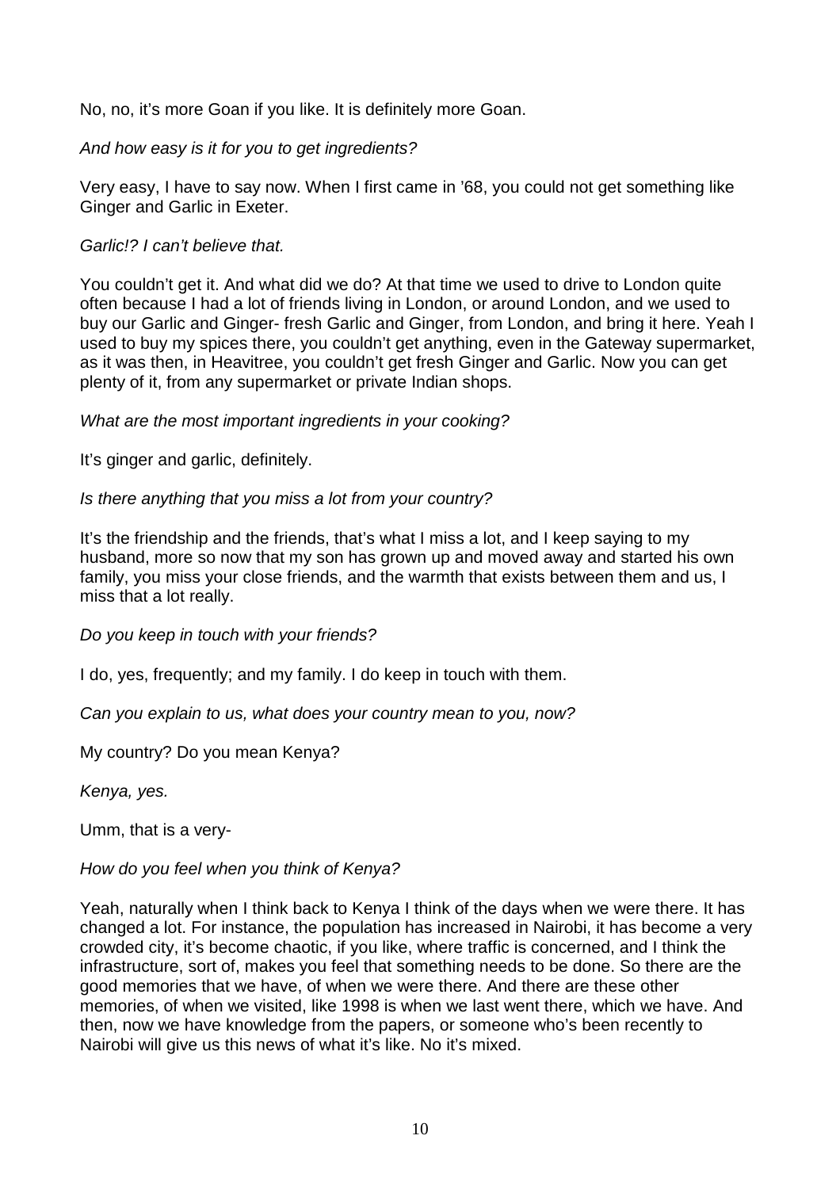No, no, it's more Goan if you like. It is definitely more Goan.

*And how easy is it for you to get ingredients?*

Very easy, I have to say now. When I first came in '68, you could not get something like Ginger and Garlic in Exeter.

*Garlic!? I can't believe that.*

You couldn't get it. And what did we do? At that time we used to drive to London quite often because I had a lot of friends living in London, or around London, and we used to buy our Garlic and Ginger- fresh Garlic and Ginger, from London, and bring it here. Yeah I used to buy my spices there, you couldn't get anything, even in the Gateway supermarket, as it was then, in Heavitree, you couldn't get fresh Ginger and Garlic. Now you can get plenty of it, from any supermarket or private Indian shops.

*What are the most important ingredients in your cooking?*

It's ginger and garlic, definitely.

*Is there anything that you miss a lot from your country?*

It's the friendship and the friends, that's what I miss a lot, and I keep saying to my husband, more so now that my son has grown up and moved away and started his own family, you miss your close friends, and the warmth that exists between them and us, I miss that a lot really.

*Do you keep in touch with your friends?*

I do, yes, frequently; and my family. I do keep in touch with them.

*Can you explain to us, what does your country mean to you, now?*

My country? Do you mean Kenya?

*Kenya, yes.*

Umm, that is a very-

*How do you feel when you think of Kenya?*

Yeah, naturally when I think back to Kenya I think of the days when we were there. It has changed a lot. For instance, the population has increased in Nairobi, it has become a very crowded city, it's become chaotic, if you like, where traffic is concerned, and I think the infrastructure, sort of, makes you feel that something needs to be done. So there are the good memories that we have, of when we were there. And there are these other memories, of when we visited, like 1998 is when we last went there, which we have. And then, now we have knowledge from the papers, or someone who's been recently to Nairobi will give us this news of what it's like. No it's mixed.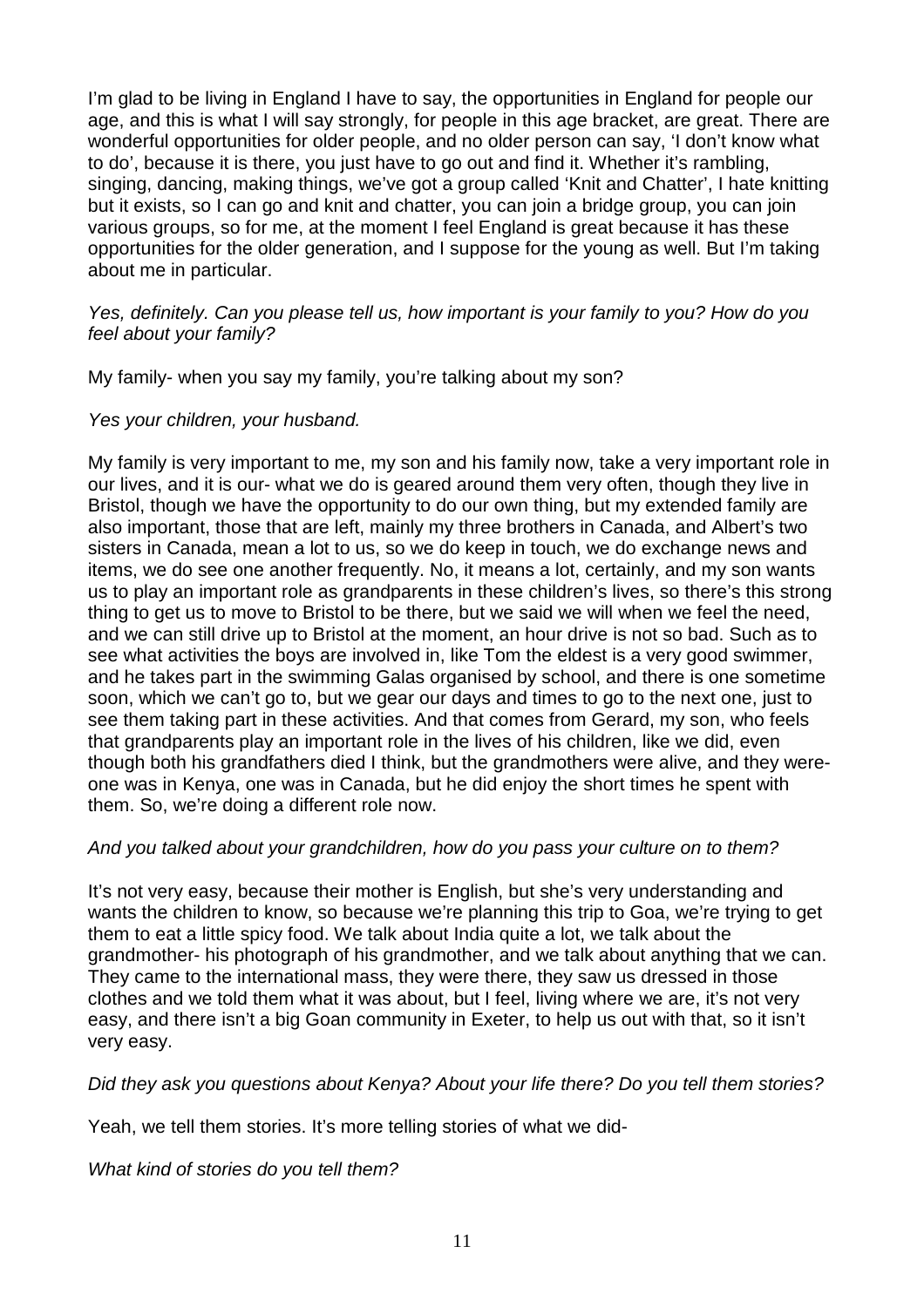I'm glad to be living in England I have to say, the opportunities in England for people our age, and this is what I will say strongly, for people in this age bracket, are great. There are wonderful opportunities for older people, and no older person can say, 'I don't know what to do', because it is there, you just have to go out and find it. Whether it's rambling, singing, dancing, making things, we've got a group called 'Knit and Chatter', I hate knitting but it exists, so I can go and knit and chatter, you can join a bridge group, you can join various groups, so for me, at the moment I feel England is great because it has these opportunities for the older generation, and I suppose for the young as well. But I'm taking about me in particular.

*Yes, definitely. Can you please tell us, how important is your family to you? How do you feel about your family?*

My family- when you say my family, you're talking about my son?

*Yes your children, your husband.*

My family is very important to me, my son and his family now, take a very important role in our lives, and it is our- what we do is geared around them very often, though they live in Bristol, though we have the opportunity to do our own thing, but my extended family are also important, those that are left, mainly my three brothers in Canada, and Albert's two sisters in Canada, mean a lot to us, so we do keep in touch, we do exchange news and items, we do see one another frequently. No, it means a lot, certainly, and my son wants us to play an important role as grandparents in these children's lives, so there's this strong thing to get us to move to Bristol to be there, but we said we will when we feel the need, and we can still drive up to Bristol at the moment, an hour drive is not so bad. Such as to see what activities the boys are involved in, like Tom the eldest is a very good swimmer, and he takes part in the swimming Galas organised by school, and there is one sometime soon, which we can't go to, but we gear our days and times to go to the next one, just to see them taking part in these activities. And that comes from Gerard, my son, who feels that grandparents play an important role in the lives of his children, like we did, even though both his grandfathers died I think, but the grandmothers were alive, and they were- one was in Kenya, one was in Canada, but he did enjoy the short times he spent with them. So, we're doing a different role now.

*And you talked about your grandchildren, how do you pass your culture on to them?*

It's not very easy, because their mother is English, but she's very understanding and wants the children to know, so because we're planning this trip to Goa, we're trying to get them to eat a little spicy food. We talk about India quite a lot, we talk about the grandmother- his photograph of his grandmother, and we talk about anything that we can. They came to the international mass, they were there, they saw us dressed in those clothes and we told them what it was about, but I feel, living where we are, it's not very easy, and there isn't a big Goan community in Exeter, to help us out with that, so it isn't very easy.

*Did they ask you questions about Kenya? About your life there? Do you tell them stories?*

Yeah, we tell them stories. It's more telling stories of what we did-

*What kind of stories do you tell them?*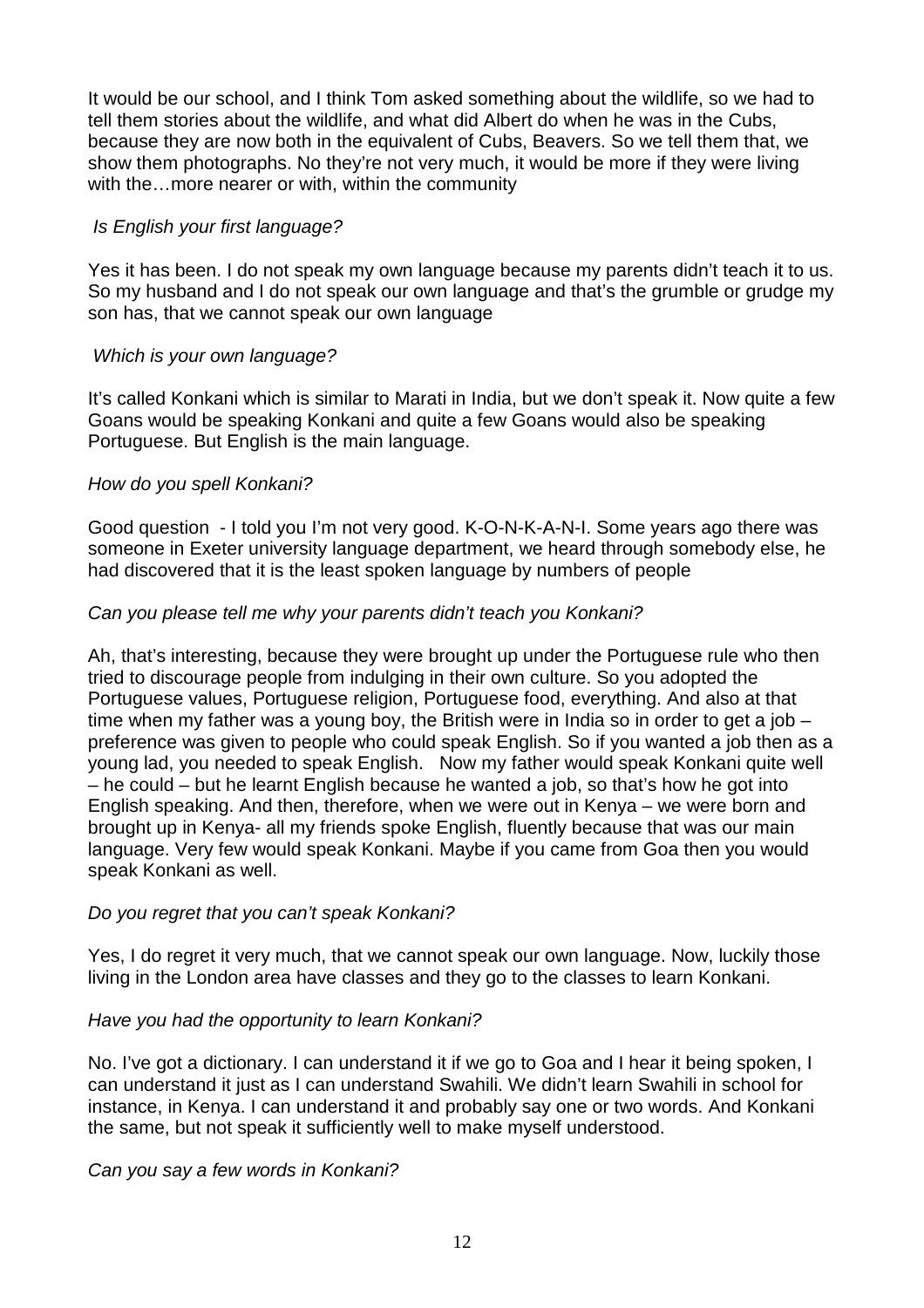It would be our school, and I think Tom asked something about the wildlife, so we had to tell them stories about the wildlife, and what did Albert do when he was in the Cubs, because they are now both in the equivalent of Cubs, Beavers. So we tell them that, we show them photographs. No they're not very much, it would be more if they were living with the…more nearer or with, within the community

*Is English your first language?*

Yes it has been. I do not speak my own language because my parents didn't teach it to us. So my husband and I do not speak our own language and that's the grumble or grudge my son has, that we cannot speak our own language

*Which is your own language?*

It's called Konkani which is similar to Marati in India, but we don't speak it. Now quite a few Goans would be speaking Konkani and quite a few Goans would also be speaking Portuguese. But English is the main language.

*How do you spell Konkani?*

Good question - I told you I'm not very good. K-O-N-K-A-N-I. Some years ago there was someone in Exeter university language department, we heard through somebody else, he had discovered that it is the least spoken language by numbers of people

*Can you please tell me why your parents didn't teach you Konkani?*

Ah, that's interesting, because they were brought up under the Portuguese rule who then tried to discourage people from indulging in their own culture. So you adopted the Portuguese values, Portuguese religion, Portuguese food, everything. And also at that time when my father was a young boy, the British were in India so in order to get a job – preference was given to people who could speak English. So if you wanted a job then as a young lad, you needed to speak English. Now my father would speak Konkani quite well – he could – but he learnt English because he wanted a job, so that's how he got into English speaking. And then, therefore, when we were out in Kenya – we were born and brought up in Kenya- all my friends spoke English, fluently because that was our main language. Very few would speak Konkani. Maybe if you came from Goa then you would speak Konkani as well.

*Do you regret that you can't speak Konkani?*

Yes, I do regret it very much, that we cannot speak our own language. Now, luckily those living in the London area have classes and they go to the classes to learn Konkani.

*Have you had the opportunity to learn Konkani?*

No. I've got a dictionary. I can understand it if we go to Goa and I hear it being spoken, I can understand it just as I can understand Swahili. We didn't learn Swahili in school for instance, in Kenya. I can understand it and probably say one or two words. And Konkani the same, but not speak it sufficiently well to make myself understood.

*Can you say a few words in Konkani?*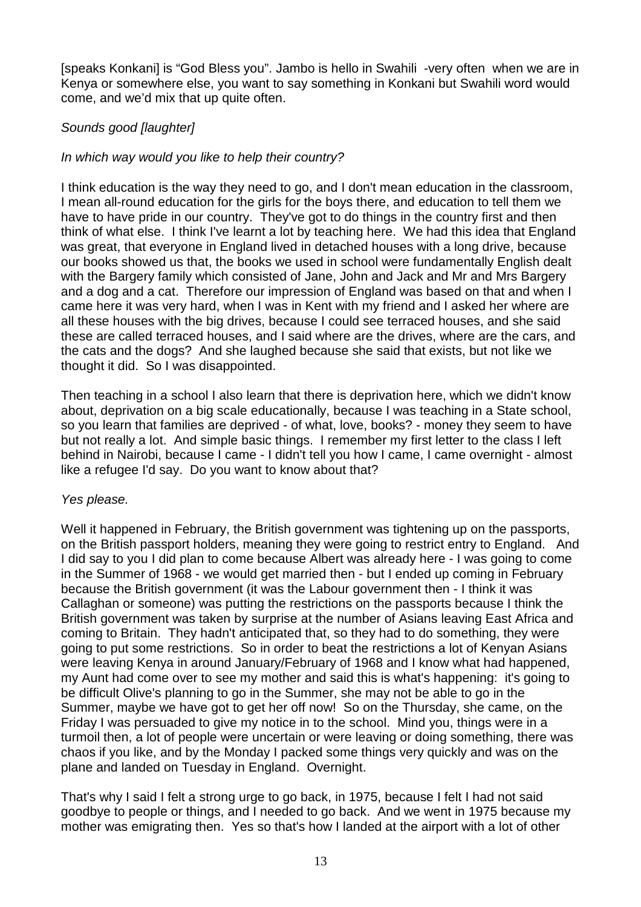[speaks Konkani] is "God Bless you". Jambo is hello in Swahili -very often when we are in Kenya or somewhere else, you want to say something in Konkani but Swahili word would come, and we'd mix that up quite often.

*Sounds good [laughter]*

*In which way would you like to help their country?*

I think education is the way they need to go, and I don't mean education in the classroom, I mean all-round education for the girls for the boys there, and education to tell them we have to have pride in our country. They've got to do things in the country first and then think of what else. I think I've learnt a lot by teaching here. We had this idea that England was great, that everyone in England lived in detached houses with a long drive, because our books showed us that, the books we used in school were fundamentally English dealt with the Bargery family which consisted of Jane, John and Jack and Mr and Mrs Bargery and a dog and a cat. Therefore our impression of England was based on that and when I came here it was very hard, when I was in Kent with my friend and I asked her where are all these houses with the big drives, because I could see terraced houses, and she said these are called terraced houses, and I said where are the drives, where are the cars, and the cats and the dogs? And she laughed because she said that exists, but not like we thought it did. So I was disappointed.

Then teaching in a school I also learn that there is deprivation here, which we didn't know about, deprivation on a big scale educationally, because I was teaching in a State school, so you learn that families are deprived - of what, love, books? - money they seem to have but not really a lot. And simple basic things. I remember my first letter to the class I left behind in Nairobi, because I came - I didn't tell you how I came, I came overnight - almost like a refugee I'd say. Do you want to know about that?

*Yes please.*

Well it happened in February, the British government was tightening up on the passports, on the British passport holders, meaning they were going to restrict entry to England. And I did say to you I did plan to come because Albert was already here - I was going to come in the Summer of 1968 - we would get married then - but I ended up coming in February because the British government (it was the Labour government then - I think it was Callaghan or someone) was putting the restrictions on the passports because I think the British government was taken by surprise at the number of Asians leaving East Africa and coming to Britain. They hadn't anticipated that, so they had to do something, they were going to put some restrictions. So in order to beat the restrictions a lot of Kenyan Asians were leaving Kenya in around January/February of 1968 and I know what had happened, my Aunt had come over to see my mother and said this is what's happening: it's going to be difficult Olive's planning to go in the Summer, she may not be able to go in the Summer, maybe we have got to get her off now! So on the Thursday, she came, on the Friday I was persuaded to give my notice in to the school. Mind you, things were in a turmoil then, a lot of people were uncertain or were leaving or doing something, there was chaos if you like, and by the Monday I packed some things very quickly and was on the plane and landed on Tuesday in England. Overnight.

That's why I said I felt a strong urge to go back, in 1975, because I felt I had not said goodbye to people or things, and I needed to go back. And we went in 1975 because my mother was emigrating then. Yes so that's how I landed at the airport with a lot of other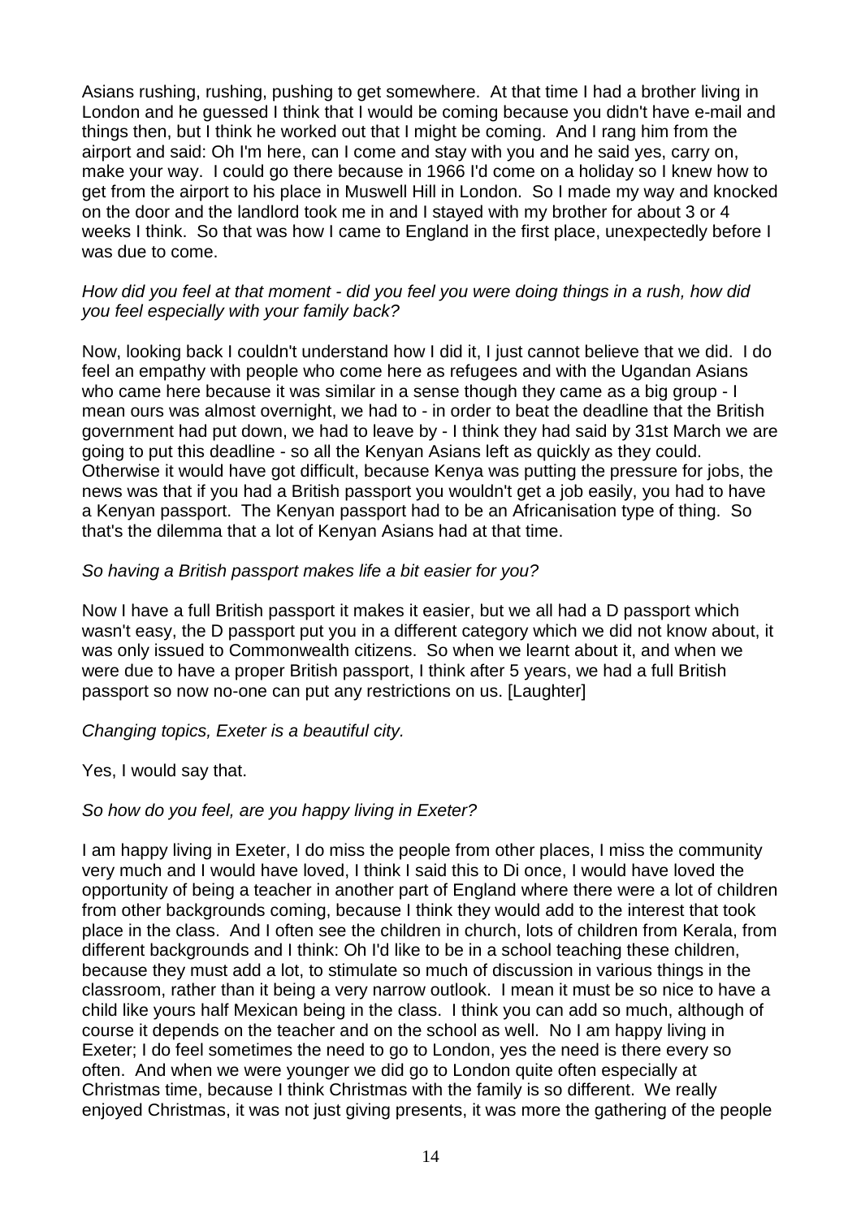Asians rushing, rushing, pushing to get somewhere. At that time I had a brother living in London and he guessed I think that I would be coming because you didn't have e-mail and things then, but I think he worked out that I might be coming. And I rang him from the airport and said: Oh I'm here, can I come and stay with you and he said yes, carry on, make your way. I could go there because in 1966 I'd come on a holiday so I knew how to get from the airport to his place in Muswell Hill in London. So I made my way and knocked on the door and the landlord took me in and I stayed with my brother for about 3 or 4 weeks I think. So that was how I came to England in the first place, unexpectedly before I was due to come.

*How did you feel at that moment - did you feel you were doing things in a rush, how did you feel especially with your family back?*

Now, looking back I couldn't understand how I did it, I just cannot believe that we did. I do feel an empathy with people who come here as refugees and with the Ugandan Asians who came here because it was similar in a sense though they came as a big group - I mean ours was almost overnight, we had to - in order to beat the deadline that the British government had put down, we had to leave by - I think they had said by 31st March we are going to put this deadline - so all the Kenyan Asians left as quickly as they could. Otherwise it would have got difficult, because Kenya was putting the pressure for jobs, the news was that if you had a British passport you wouldn't get a job easily, you had to have a Kenyan passport. The Kenyan passport had to be an Africanisation type of thing. So that's the dilemma that a lot of Kenyan Asians had at that time.

*So having a British passport makes life a bit easier for you?*

Now I have a full British passport it makes it easier, but we all had a D passport which wasn't easy, the D passport put you in a different category which we did not know about, it was only issued to Commonwealth citizens. So when we learnt about it, and when we were due to have a proper British passport, I think after 5 years, we had a full British passport so now no-one can put any restrictions on us. [Laughter]

*Changing topics, Exeter is a beautiful city.*

Yes, I would say that.

*So how do you feel, are you happy living in Exeter?*

I am happy living in Exeter, I do miss the people from other places, I miss the community very much and I would have loved, I think I said this to Di once, I would have loved the opportunity of being a teacher in another part of England where there were a lot of children from other backgrounds coming, because I think they would add to the interest that took place in the class. And I often see the children in church, lots of children from Kerala, from different backgrounds and I think: Oh I'd like to be in a school teaching these children, because they must add a lot, to stimulate so much of discussion in various things in the classroom, rather than it being a very narrow outlook. I mean it must be so nice to have a child like yours half Mexican being in the class. I think you can add so much, although of course it depends on the teacher and on the school as well. No I am happy living in Exeter; I do feel sometimes the need to go to London, yes the need is there every so often. And when we were younger we did go to London quite often especially at Christmas time, because I think Christmas with the family is so different. We really enjoyed Christmas, it was not just giving presents, it was more the gathering of the people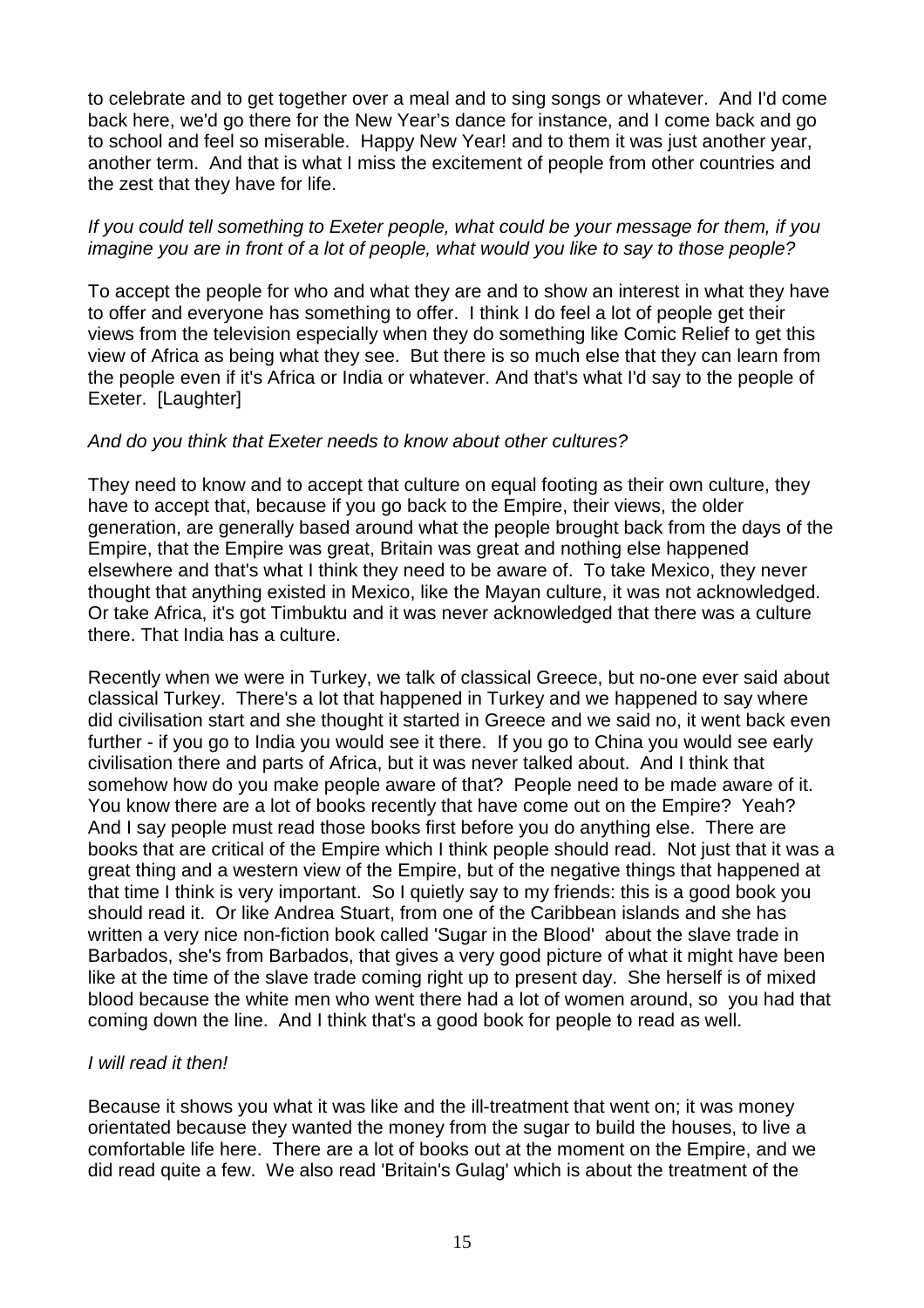to celebrate and to get together over a meal and to sing songs or whatever. And I'd come back here, we'd go there for the New Year's dance for instance, and I come back and go to school and feel so miserable. Happy New Year! and to them it was just another year, another term. And that is what I miss the excitement of people from other countries and the zest that they have for life.

*If you could tell something to Exeter people, what could be your message for them, if you imagine you are in front of a lot of people, what would you like to say to those people?*

To accept the people for who and what they are and to show an interest in what they have to offer and everyone has something to offer. I think I do feel a lot of people get their views from the television especially when they do something like Comic Relief to get this view of Africa as being what they see. But there is so much else that they can learn from the people even if it's Africa or India or whatever. And that's what I'd say to the people of Exeter. [Laughter]

*And do you think that Exeter needs to know about other cultures?*

They need to know and to accept that culture on equal footing as their own culture, they have to accept that, because if you go back to the Empire, their views, the older generation, are generally based around what the people brought back from the days of the Empire, that the Empire was great, Britain was great and nothing else happened elsewhere and that's what I think they need to be aware of. To take Mexico, they never thought that anything existed in Mexico, like the Mayan culture, it was not acknowledged. Or take Africa, it's got Timbuktu and it was never acknowledged that there was a culture there. That India has a culture.

Recently when we were in Turkey, we talk of classical Greece, but no-one ever said about classical Turkey. There's a lot that happened in Turkey and we happened to say where did civilisation start and she thought it started in Greece and we said no, it went back even further - if you go to India you would see it there. If you go to China you would see early civilisation there and parts of Africa, but it was never talked about. And I think that somehow how do you make people aware of that? People need to be made aware of it. You know there are a lot of books recently that have come out on the Empire? Yeah? And I say people must read those books first before you do anything else. There are books that are critical of the Empire which I think people should read. Not just that it was a great thing and a western view of the Empire, but of the negative things that happened at that time I think is very important. So I quietly say to my friends: this is a good book you should read it. Or like Andrea Stuart, from one of the Caribbean islands and she has written a very nice non-fiction book called 'Sugar in the Blood' about the slave trade in Barbados, she's from Barbados, that gives a very good picture of what it might have been like at the time of the slave trade coming right up to present day. She herself is of mixed blood because the white men who went there had a lot of women around, so you had that coming down the line. And I think that's a good book for people to read as well.

*I will read it then!*

Because it shows you what it was like and the ill-treatment that went on; it was money orientated because they wanted the money from the sugar to build the houses, to live a comfortable life here. There are a lot of books out at the moment on the Empire, and we did read quite a few. We also read 'Britain's Gulag' which is about the treatment of the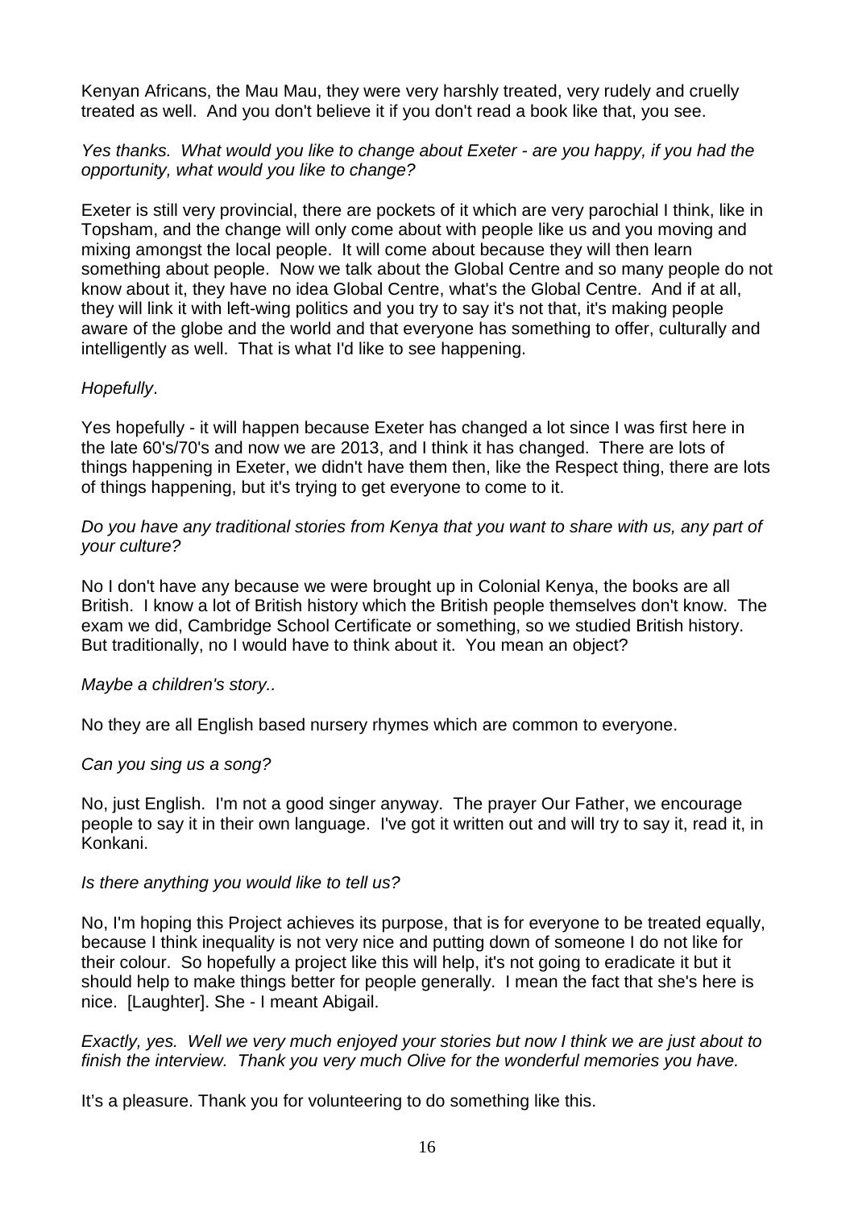Kenyan Africans, the Mau Mau, they were very harshly treated, very rudely and cruelly treated as well. And you don't believe it if you don't read a book like that, you see.

*Yes thanks. What would you like to change about Exeter - are you happy, if you had the opportunity, what would you like to change?*

Exeter is still very provincial, there are pockets of it which are very parochial I think, like in Topsham, and the change will only come about with people like us and you moving and mixing amongst the local people. It will come about because they will then learn something about people. Now we talk about the Global Centre and so many people do not know about it, they have no idea Global Centre, what's the Global Centre. And if at all, they will link it with left-wing politics and you try to say it's not that, it's making people aware of the globe and the world and that everyone has something to offer, culturally and intelligently as well. That is what I'd like to see happening.

*Hopefully*.

Yes hopefully - it will happen because Exeter has changed a lot since I was first here in the late 60's/70's and now we are 2013, and I think it has changed. There are lots of things happening in Exeter, we didn't have them then, like the Respect thing, there are lots of things happening, but it's trying to get everyone to come to it.

*Do you have any traditional stories from Kenya that you want to share with us, any part of your culture?*

No I don't have any because we were brought up in Colonial Kenya, the books are all British. I know a lot of British history which the British people themselves don't know. The exam we did, Cambridge School Certificate or something, so we studied British history. But traditionally, no I would have to think about it. You mean an object?

*Maybe a children's story..*

No they are all English based nursery rhymes which are common to everyone.

*Can you sing us a song?*

No, just English. I'm not a good singer anyway. The prayer Our Father, we encourage people to say it in their own language. I've got it written out and will try to say it, read it, in Konkani.

*Is there anything you would like to tell us?*

No, I'm hoping this Project achieves its purpose, that is for everyone to be treated equally, because I think inequality is not very nice and putting down of someone I do not like for their colour. So hopefully a project like this will help, it's not going to eradicate it but it should help to make things better for people generally. I mean the fact that she's here is nice. [Laughter]. She - I meant Abigail.

*Exactly, yes. Well we very much enjoyed your stories but now I think we are just about to finish the interview. Thank you very much Olive for the wonderful memories you have.*

It's a pleasure. Thank you for volunteering to do something like this.